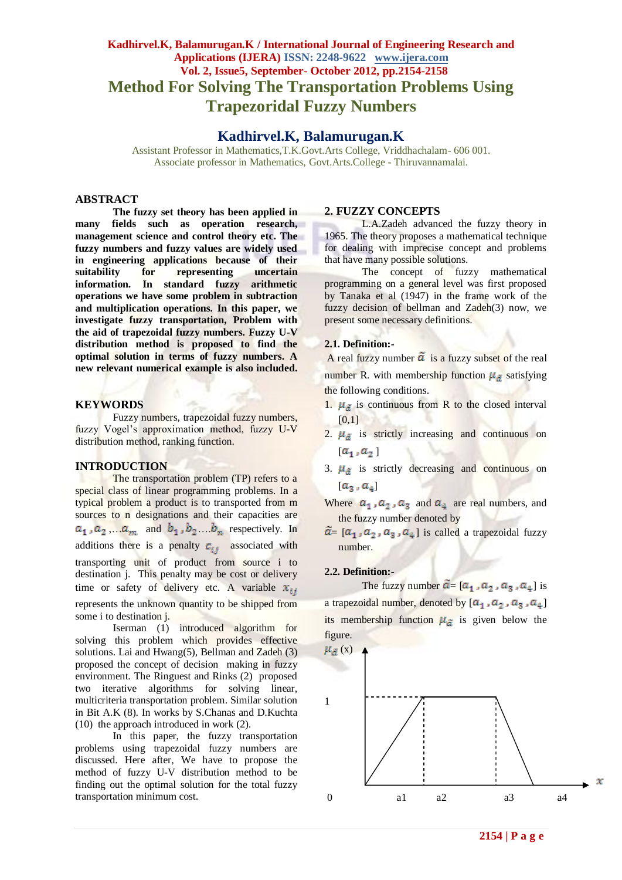# Method For Solving The Transportation Problems Using Trapezoridal Fuzzy Numbers

## Kadhirvel.K, Balamurugan.K

Assistant Professor in Mathematics,T.K.Govt.Arts College, Vriddhachalam- 606 001.
Associate professor in Mathematics, Govt.Arts.College - Thiruvannamalai.

## ABSTRACT

**The fuzzy set theory has been applied in many fields such as operation research, management science and control theory etc. The fuzzy numbers and fuzzy values are widely used in engineering applications because of their suitability for representing uncertain information. In standard fuzzy arithmetic operations we have some problem in subtraction and multiplication operations. In this paper, we investigate fuzzy transportation, Problem with the aid of trapezoidal fuzzy numbers. Fuzzy U-V distribution method is proposed to find the optimal solution in terms of fuzzy numbers. A new relevant numerical example is also included.**

## KEYWORDS

Fuzzy numbers, trapezoidal fuzzy numbers, fuzzy Vogel's approximation method, fuzzy U-V distribution method, ranking function.

## INTRODUCTION

The transportation problem (TP) refers to a special class of linear programming problems. In a typical problem a product is to transported from m sources to n designations and their capacities are $a_1, a_2, \ldots a_m$ and $b_1, b_2 \ldots b_n$ respectively. In additions there is a penalty $c_{ij}$ associated with transporting unit of product from source i to destination j. This penalty may be cost or delivery time or safety of delivery etc. A variable $x_{ij}$ represents the unknown quantity to be shipped from some i to destination j.

Iserman (1) introduced algorithm for solving this problem which provides effective solutions. Lai and Hwang(5), Bellman and Zadeh (3) proposed the concept of decision making in fuzzy environment. The Ringuest and Rinks (2) proposed two iterative algorithms for solving linear, multicriteria transportation problem. Similar solution in Bit A.K (8). In works by S.Chanas and D.Kuchta (10) the approach introduced in work (2).

In this paper, the fuzzy transportation problems using trapezoidal fuzzy numbers are discussed. Here after, We have to propose the method of fuzzy U-V distribution method to be finding out the optimal solution for the total fuzzy transportation minimum cost.

## 2. FUZZY CONCEPTS

L.A.Zadeh advanced the fuzzy theory in 1965. The theory proposes a mathematical technique for dealing with imprecise concept and problems that have many possible solutions.

The concept of fuzzy mathematical programming on a general level was first proposed by Tanaka et al (1947) in the frame work of the fuzzy decision of bellman and Zadeh(3) now, we present some necessary definitions.

### 2.1. Definition:-

A real fuzzy number $\tilde{a}$ is a fuzzy subset of the real number R. with membership function $\mu_{\tilde{a}}$ satisfying the following conditions.

1. $\mu_{\tilde{a}}$ is continuous from R to the closed interval [0,1]
2. $\mu_{\tilde{a}}$ is strictly increasing and continuous on $[a_1, a_2]$
3. $\mu_{\tilde{a}}$ is strictly decreasing and continuous on $[a_3, a_4]$

Where $a_1, a_2, a_3$ and $a_4$ are real numbers, and the fuzzy number denoted by $\tilde{a} = [a_1, a_2, a_3, a_4]$ is called a trapezoidal fuzzy number.

### 2.2. Definition:-

The fuzzy number $\tilde{a} = [a_1, a_2, a_3, a_4]$ is a trapezoidal number, denoted by $[a_1, a_2, a_3, a_4]$ its membership function $\mu_{\tilde{a}}$ is given below the figure.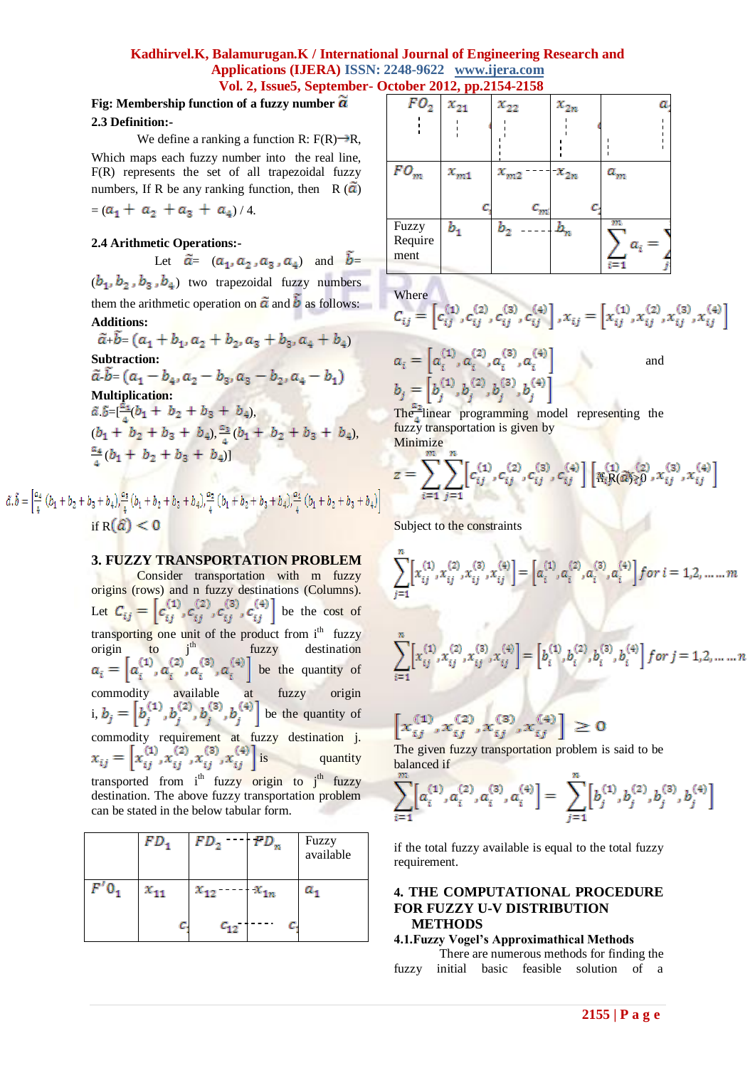**Fig: Membership function of a fuzzy number $\tilde{a}$**

**2.3 Definition:-**

We define a ranking a function R: F(R)→R, Which maps each fuzzy number into the real line, F(R) represents the set of all trapezoidal fuzzy numbers, If R be any ranking function, then R ($\tilde{a}$) = $(a_1 + a_2 + a_3 + a_4)$ / 4.

**2.4 Arithmetic Operations:-**

Let $\tilde{a}$= $(a_1, a_2, a_3, a_4)$ and $\tilde{b}$= $(b_1, b_2, b_3, b_4)$ two trapezoidal fuzzy numbers them the arithmetic operation on $\tilde{a}$ and $\tilde{b}$ as follows:

**Additions:**

$$\tilde{a}+\tilde{b}= (a_1 + b_1, a_2 + b_2, a_3 + b_3, a_4 + b_4)$$

**Subtraction:**

$$\tilde{a}-\tilde{b}= (a_1 - b_4, a_2 - b_3, a_3 - b_2, a_4 - b_1)$$

**Multiplication:**

$$\tilde{a}.\tilde{b}=[\tfrac{a_1}{4}(b_1 + b_2 + b_3 + b_4), \tfrac{a_2}{4}(b_1 + b_2 + b_3 + b_4), \tfrac{a_3}{4}(b_1 + b_2 + b_3 + b_4), \tfrac{a_4}{4}(b_1 + b_2 + b_3 + b_4)] \quad \text{if } R(\tilde{a}) > 0$$

$$\tilde{a}.\tilde{b} = \left[\tfrac{a_4}{4}(b_1 + b_2 + b_3 + b_4), \tfrac{a_3}{4}(b_1 + b_2 + b_3 + b_4), \tfrac{a_2}{4}(b_1 + b_2 + b_3 + b_4), \tfrac{a_1}{4}(b_1 + b_2 + b_3 + b_4)\right]$$

if $R(\tilde{a}) < 0$

## 3. FUZZY TRANSPORTATION PROBLEM

Consider transportation with m fuzzy origins (rows) and n fuzzy destinations (Columns). Let $C_{ij} = \left[c_{ij}^{(1)}, c_{ij}^{(2)}, c_{ij}^{(3)}, c_{ij}^{(4)}\right]$ be the cost of transporting one unit of the product from i[th] fuzzy origin to j[th] fuzzy destination $a_i = \left[a_i^{(1)}, a_i^{(2)}, a_i^{(3)}, a_i^{(4)}\right]$ be the quantity of commodity available at fuzzy origin i, $b_j = \left[b_j^{(1)}, b_j^{(2)}, b_j^{(3)}, b_j^{(4)}\right]$ be the quantity of commodity requirement at fuzzy destination j. $x_{ij} = \left[x_{ij}^{(1)}, x_{ij}^{(2)}, x_{ij}^{(3)}, x_{ij}^{(4)}\right]$ is quantity transported from i[th] fuzzy origin to j[th] fuzzy destination. The above fuzzy transportation problem can be stated in the below tabular form.

| | $FD_1$ | $FD_2$ ---- | $FD_n$ | Fuzzy available |
|---|---|---|---|---|
| $FO_1$ | $x_{11}$ $c_{11}$ | $x_{12}$ ---- $c_{12}$ ---- | $x_{1n}$ $c_{1n}$ | $a_1$ |
| $FO_2$ ⋮ | $x_{21}$ $c_{21}$ ⋮ | $x_{22}$ $c_{22}$ ⋮ | $x_{2n}$ $c_{2n}$ ⋮ | $a_2$ ⋮ |
| $FO_m$ | $x_{m1}$ $c_{m1}$ | $x_{m2}$ ---- $c_{m2}$ | $x_{2n}$ $c_{mn}$ | $a_m$ |
| Fuzzy Requirement | $b_1$ | $b_2$ ---- | $b_n$ | $\sum_{i=1}^{m} a_i = \sum_{j=1}^{n} b_j$ |

Where

$$C_{ij} = \left[c_{ij}^{(1)}, c_{ij}^{(2)}, c_{ij}^{(3)}, c_{ij}^{(4)}\right], x_{ij} = \left[x_{ij}^{(1)}, x_{ij}^{(2)}, x_{ij}^{(3)}, x_{ij}^{(4)}\right]$$

$$a_i = \left[a_i^{(1)}, a_i^{(2)}, a_i^{(3)}, a_i^{(4)}\right] \text{ and}$$

$$b_j = \left[b_j^{(1)}, b_j^{(2)}, b_j^{(3)}, b_j^{(4)}\right]$$

The linear programming model representing the fuzzy transportation is given by

Minimize

$$z = \sum_{i=1}^{m} \sum_{j=1}^{n} \left[c_{ij}^{(1)}, c_{ij}^{(2)}, c_{ij}^{(3)}, c_{ij}^{(4)}\right] \left[x_{ij}^{(1)}, x_{ij}^{(2)}, x_{ij}^{(3)}, x_{ij}^{(4)}\right]$$

Subject to the constraints

$$\sum_{j=1}^{n} \left[x_{ij}^{(1)}, x_{ij}^{(2)}, x_{ij}^{(3)}, x_{ij}^{(4)}\right] = \left[a_i^{(1)}, a_i^{(2)}, a_i^{(3)}, a_i^{(4)}\right] \text{ for } i = 1,2,\ldots\ldots m$$

$$\sum_{i=1}^{n} \left[x_{ij}^{(1)}, x_{ij}^{(2)}, x_{ij}^{(3)}, x_{ij}^{(4)}\right] = \left[b_i^{(1)}, b_i^{(2)}, b_i^{(3)}, b_i^{(4)}\right] \text{ for } j = 1,2,\ldots\ldots n$$

$$\left[x_{ij}^{(1)}, x_{ij}^{(2)}, x_{ij}^{(3)}, x_{ij}^{(4)}\right] \geq 0$$

The given fuzzy transportation problem is said to be balanced if

$$\sum_{i=1}^{m} \left[a_i^{(1)}, a_i^{(2)}, a_i^{(3)}, a_i^{(4)}\right] = \sum_{j=1}^{n} \left[b_j^{(1)}, b_j^{(2)}, b_j^{(3)}, b_j^{(4)}\right]$$

if the total fuzzy available is equal to the total fuzzy requirement.

## 4. THE COMPUTATIONAL PROCEDURE FOR FUZZY U-V DISTRIBUTION METHODS

### 4.1.Fuzzy Vogel's Approximathical Methods

There are numerous methods for finding the fuzzy initial basic feasible solution of a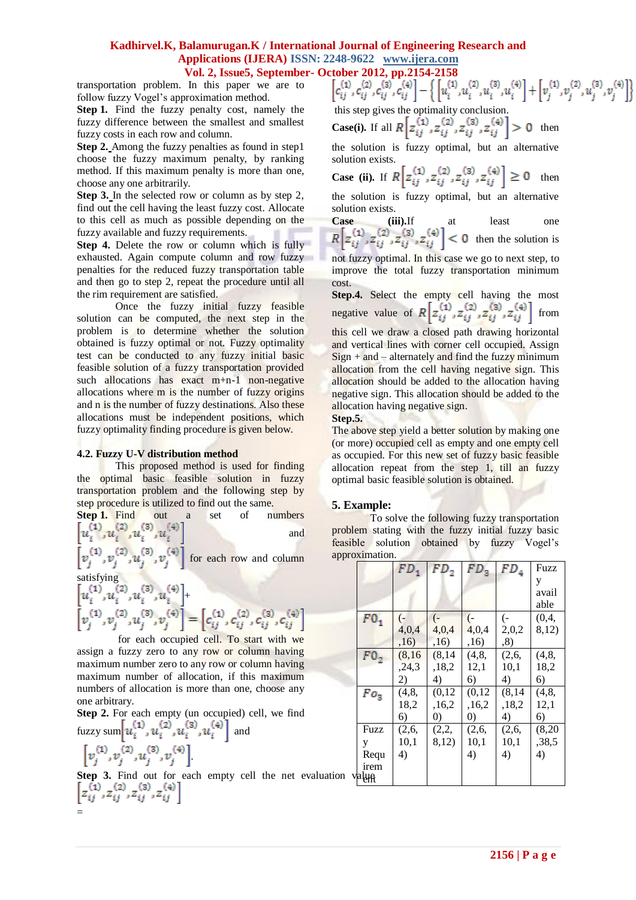transportation problem. In this paper we are to follow fuzzy Vogel's approximation method.

**Step 1.** Find the fuzzy penalty cost, namely the fuzzy difference between the smallest and smallest fuzzy costs in each row and column.

**Step 2.** Among the fuzzy penalties as found in step1 choose the fuzzy maximum penalty, by ranking method. If this maximum penalty is more than one, choose any one arbitrarily.

**Step 3.** In the selected row or column as by step 2, find out the cell having the least fuzzy cost. Allocate to this cell as much as possible depending on the fuzzy available and fuzzy requirements.

**Step 4.** Delete the row or column which is fully exhausted. Again compute column and row fuzzy penalties for the reduced fuzzy transportation table and then go to step 2, repeat the procedure until all the rim requirement are satisfied.

Once the fuzzy initial fuzzy feasible solution can be computed, the next step in the problem is to determine whether the solution obtained is fuzzy optimal or not. Fuzzy optimality test can be conducted to any fuzzy initial basic feasible solution of a fuzzy transportation provided such allocations has exact m+n-1 non-negative allocations where m is the number of fuzzy origins and n is the number of fuzzy destinations. Also these allocations must be independent positions, which fuzzy optimality finding procedure is given below.

### 4.2. Fuzzy U-V distribution method

This proposed method is used for finding the optimal basic feasible solution in fuzzy transportation problem and the following step by step procedure is utilized to find out the same.

**Step 1.** Find out a set of numbers $\left[u_i^{(1)}, u_i^{(2)}, u_i^{(3)}, u_i^{(4)}\right]$ and $\left[v_j^{(1)}, v_j^{(2)}, u_j^{(3)}, v_j^{(4)}\right]$ for each row and column satisfying

$$\left[u_i^{(1)}, u_i^{(2)}, u_i^{(3)}, u_i^{(4)}\right] + \left[v_j^{(1)}, v_j^{(2)}, u_j^{(3)}, v_j^{(4)}\right] = \left[c_{ij}^{(1)}, c_{ij}^{(2)}, c_{ij}^{(3)}, c_{ij}^{(4)}\right]$$

for each occupied cell. To start with we assign a fuzzy zero to any row or column having maximum number zero to any row or column having maximum number of allocation, if this maximum numbers of allocation is more than one, choose any one arbitrary.

**Step 2.** For each empty (un occupied) cell, we find fuzzy sum $\left[u_i^{(1)}, u_i^{(2)}, u_i^{(3)}, u_i^{(4)}\right]$ and $\left[v_j^{(1)}, v_j^{(2)}, u_j^{(3)}, v_j^{(4)}\right]$.

**Step 3.** Find out for each empty cell the net evaluation value $\left[z_{ij}^{(1)}, z_{ij}^{(2)}, z_{ij}^{(3)}, z_{ij}^{(4)}\right]$ =

$$\left[c_{ij}^{(1)}, c_{ij}^{(2)}, c_{ij}^{(3)}, c_{ij}^{(4)}\right] - \left\{\left[u_i^{(1)}, u_i^{(2)}, u_i^{(3)}, u_i^{(4)}\right] + \left[v_j^{(1)}, v_j^{(2)}, u_j^{(3)}, v_j^{(4)}\right]\right\}$$

this step gives the optimality conclusion.

**Case(i).** If all $R\left[z_{ij}^{(1)}, z_{ij}^{(2)}, z_{ij}^{(3)}, z_{ij}^{(4)}\right] > 0$ then the solution is fuzzy optimal, but an alternative solution exists.

**Case (ii).** If $R\left[z_{ij}^{(1)}, z_{ij}^{(2)}, z_{ij}^{(3)}, z_{ij}^{(4)}\right] \geq 0$ then the solution is fuzzy optimal, but an alternative solution exists.

**Case (iii).** If at least one $R\left[z_{ij}^{(1)}, z_{ij}^{(2)}, z_{ij}^{(3)}, z_{ij}^{(4)}\right] < 0$ then the solution is not fuzzy optimal. In this case we go to next step, to improve the total fuzzy transportation minimum cost.

**Step.4.** Select the empty cell having the most negative value of $R\left[z_{ij}^{(1)}, z_{ij}^{(2)}, z_{ij}^{(3)}, z_{ij}^{(4)}\right]$ from this cell we draw a closed path drawing horizontal and vertical lines with corner cell occupied. Assign Sign + and – alternately and find the fuzzy minimum allocation from the cell having negative sign. This allocation should be added to the allocation having negative sign. This allocation should be added to the allocation having negative sign.

**Step.5.**

The above step yield a better solution by making one (or more) occupied cell as empty and one empty cell as occupied. For this new set of fuzzy basic feasible allocation repeat from the step 1, till an fuzzy optimal basic feasible solution is obtained.

## 5. Example:

To solve the following fuzzy transportation problem stating with the fuzzy initial fuzzy basic feasible solution obtained by fuzzy Vogel's approximation.

| | $FD_1$ | $FD_2$ | $FD_3$ | $FD_4$ | Fuzzy available |
|---|---|---|---|---|---|
| $FO_1$ | (-4,0,4,16) | (-4,0,4,16) | (-4,0,4,16) | (-2,0,2,8) | (0,4,8,12) |
| $FO_2$ | (8,16,24,32) | (8,14,18,24) | (4,8,12,16) | (2,6,10,14) | (4,8,18,26) |
| $Fo_3$ | (4,8,18,26) | (0,12,16,20) | (0,12,16,20) | (8,14,18,24) | (4,8,12,16) |
| Fuzzy Requirement | (2,6,10,14) | (2,2,8,12) | (2,6,10,14) | (2,6,10,14) | (8,20,38,54) |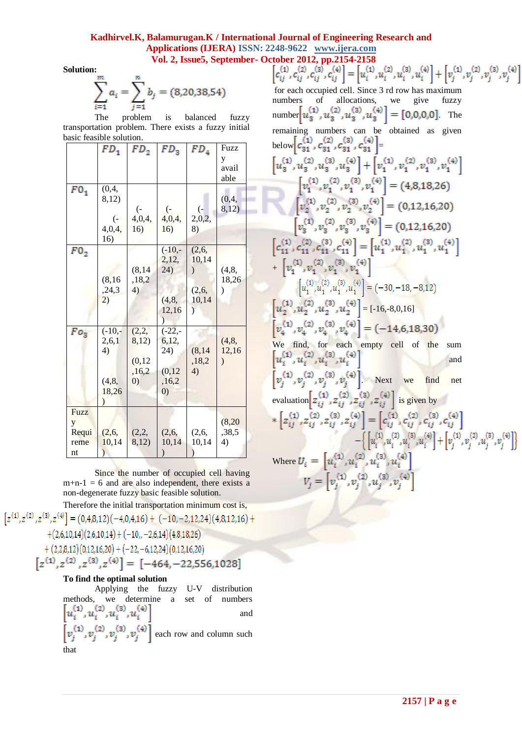**Solution:**

$$\sum_{i=1}^{m} a_i = \sum_{j=1}^{n} b_j = (8,20,38,54)$$

The problem is balanced fuzzy transportation problem. There exists a fuzzy initial basic feasible solution.

| | $FD_1$ | $FD_2$ | $FD_3$ | $FD_4$ | Fuzzy available |
|---|---|---|---|---|---|
| $FO_1$ | (0,4, 8,12) (-4,0,4, 16) | (-4,0,4, 16) | (-4,0,4, 16) | (-2,0,2, 8) | (0,4, 8,12) |
| $FO_2$ | (8,16 ,24,32) | (8,14 ,18,24) | (-10,-2,12, 24) (4,8, 12,16) | (2,6, 10,14) (2,6, 10,14) | (4,8, 18,26) |
| $Fo_3$ | (-10,-2,6,14) (4,8, 18,26) | (2,2, 8,12) (0,12 ,16,20) | (-22,-6,12, 24) (0,12 ,16,20) | (8,14 ,18,24) | (4,8, 12,16) |
| Fuzzy Requirement | (2,6, 10,14) | (2,2, 8,12) | (2,6, 10,14) | (2,6, 10,14) | (8,20 ,38,54) |

Since the number of occupied cell having m+n-1 = 6 and are also independent, there exists a non-degenerate fuzzy basic feasible solution.

Therefore the initial transportation minimum cost is,

$$\left[z^{(1)},z^{(2)},z^{(3)},z^{(4)}\right] = (0,4,8,12)(-4,0,4,16) + (-10,-2,12,24)(4,8,12,16) + (2,6,10,14)(2,6,10,14) + (-10,,-2,6,14)(4,8,18,26) + (2,2,8,12)(0,12,16,20) + (-22,-6,12,24)(0,12,16,20)$$

$$\left[z^{(1)},z^{(2)},z^{(3)},z^{(4)}\right] = [-464,-22,556,1028]$$

**To find the optimal solution**

Applying the fuzzy U-V distribution methods, we determine a set of numbers $\left[u_i^{(1)},u_i^{(2)},u_i^{(3)},u_i^{(4)}\right]$ and $\left[v_j^{(1)},v_j^{(2)},v_j^{(3)},v_j^{(4)}\right]$ each row and column such that

$$\left[c_{ij}^{(1)},c_{ij}^{(2)},c_{ij}^{(3)},c_{ij}^{(4)}\right] = \left[u_i^{(1)},u_i^{(2)},u_i^{(3)},u_i^{(4)}\right] + \left[v_j^{(1)},v_j^{(2)},v_j^{(3)},v_j^{(4)}\right]$$

for each occupied cell. Since 3 rd row has maximum numbers of allocations, we give fuzzy number $\left[u_3^{(1)},u_3^{(2)},u_3^{(3)},u_3^{(4)}\right] = [0,0,0,0]$. The remaining numbers can be obtained as given below $\left[c_{31}^{(1)},c_{31}^{(2)},c_{31}^{(3)},c_{31}^{(4)}\right] =$

$$\left[u_3^{(1)},u_3^{(2)},u_3^{(3)},u_3^{(4)}\right] + \left[v_1^{(1)},v_1^{(2)},v_1^{(3)},v_1^{(4)}\right]$$

$$\left[v_1^{(1)},v_1^{(2)},v_1^{(3)},v_1^{(4)}\right] = (4,8,18,26)$$

$$\left[v_2^{(1)},v_2^{(2)},v_2^{(3)},v_2^{(4)}\right] = (0,12,16,20)$$

$$\left[v_3^{(1)},v_3^{(2)},v_3^{(3)},v_3^{(4)}\right] = (0,12,16,20)$$

$$\left[c_{11}^{(1)},c_{11}^{(2)},c_{11}^{(3)},c_{11}^{(4)}\right] = \left[u_1^{(1)},u_1^{(2)},u_1^{(3)},u_1^{(4)}\right] + \left[v_1^{(1)},v_1^{(2)},v_1^{(3)},v_1^{(4)}\right]$$

$$\left[u_1^{(1)},u_1^{(2)},u_1^{(3)},u_1^{(4)}\right] = (-30,-18,-8,12)$$

$$\left[u_2^{(1)},u_2^{(2)},u_2^{(3)},u_2^{(4)}\right] = [-16,-8,0,16]$$

$$\left[v_4^{(1)},v_4^{(2)},v_4^{(3)},v_4^{(4)}\right] = (-14,6,18,30)$$

We find, for each empty cell of the sum $\left[u_i^{(1)},u_i^{(2)},u_i^{(3)},u_i^{(4)}\right]$ and $\left[v_j^{(1)},v_j^{(2)},v_j^{(3)},v_j^{(4)}\right]$. Next we find net evaluation $\left[z_{ij}^{(1)},z_{ij}^{(2)},z_{ij}^{(3)},z_{ij}^{(4)}\right]$ is given by

$$\left[z_{ij}^{(1)},z_{ij}^{(2)},z_{ij}^{(3)},z_{ij}^{(4)}\right] = \left[c_{ij}^{(1)},c_{ij}^{(2)},c_{ij}^{(3)},c_{ij}^{(4)}\right] - \left\{\left[u_i^{(1)},u_i^{(2)},u_i^{(3)},u_i^{(4)}\right] + \left[v_j^{(1)},v_j^{(2)},v_j^{(3)},v_j^{(4)}\right]\right\}$$

Where $U_i = \left[u_i^{(1)},u_i^{(2)},u_i^{(3)},u_i^{(4)}\right]$

$$V_j = \left[v_j^{(1)},v_j^{(2)},v_j^{(3)},v_j^{(4)}\right]$$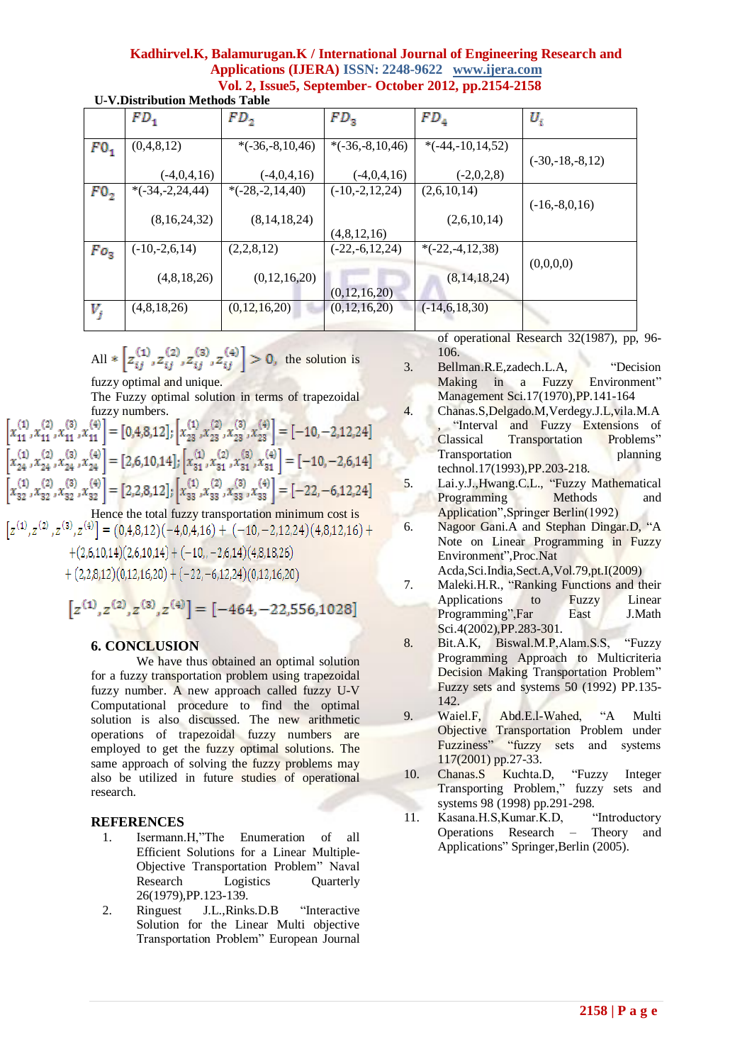U-V.Distribution Methods Table

| | $FD_1$ | $FD_2$ | $FD_3$ | $FD_4$ | $U_i$ |
|---|---|---|---|---|---|
| $FO_1$ | (0,4,8,12) (-4,0,4,16) | *(-36,-8,10,46) (-4,0,4,16) | *(-36,-8,10,46) (-4,0,4,16) | *(-44,-10,14,52) (-2,0,2,8) | (-30,-18,-8,12) |
| $FO_2$ | *(-34,-2,24,44) (8,16,24,32) | *(-28,-2,14,40) (8,14,18,24) | (-10,-2,12,24) (4,8,12,16) | (2,6,10,14) (2,6,10,14) | (-16,-8,0,16) |
| $Fo_3$ | (-10,-2,6,14) (4,8,18,26) | (2,2,8,12) (0,12,16,20) | (-22,-6,12,24) (0,12,16,20) | *(-22,-4,12,38) (8,14,18,24) | (0,0,0,0) |
| $V_j$ | (4,8,18,26) | (0,12,16,20) | (0,12,16,20) | (-14,6,18,30) | |

All $*\left[z_{ij}^{(1)}, z_{ij}^{(2)}, z_{ij}^{(3)}, z_{ij}^{(4)}\right] > 0$, the solution is fuzzy optimal and unique.

The Fuzzy optimal solution in terms of trapezoidal fuzzy numbers.

$$\left[x_{11}^{(1)}, x_{11}^{(2)}, x_{11}^{(3)}, x_{11}^{(4)}\right] = [0,4,8,12]; \left[x_{23}^{(1)}, x_{23}^{(2)}, x_{23}^{(3)}, x_{23}^{(4)}\right] = [-10,-2,12,24]$$

$$\left[x_{24}^{(1)}, x_{24}^{(2)}, x_{24}^{(3)}, x_{24}^{(4)}\right] = [2,6,10,14]; \left[x_{31}^{(1)}, x_{31}^{(2)}, x_{31}^{(3)}, x_{31}^{(4)}\right] = [-10,-2,6,14]$$

$$\left[x_{32}^{(1)}, x_{32}^{(2)}, x_{32}^{(3)}, x_{32}^{(4)}\right] = [2,2,8,12]; \left[x_{33}^{(1)}, x_{33}^{(2)}, x_{33}^{(3)}, x_{33}^{(4)}\right] = [-22,-6,12,24]$$

Hence the total fuzzy transportation minimum cost is

$$\left[z^{(1)}, z^{(2)}, z^{(3)}, z^{(4)}\right] = (0,4,8,12)(-4,0,4,16) + (-10,-2,12,24)(4,8,12,16) + (2,6,10,14)(2,6,10,14) + (-10,-2,6,14)(4,8,18,26) + (2,2,8,12)(0,12,16,20) + (-22,-6,12,24)(0,12,16,20)$$

$$\left[z^{(1)}, z^{(2)}, z^{(3)}, z^{(4)}\right] = [-464,-22,556,1028]$$

## 6. CONCLUSION

We have thus obtained an optimal solution for a fuzzy transportation problem using trapezoidal fuzzy number. A new approach called fuzzy U-V Computational procedure to find the optimal solution is also discussed. The new arithmetic operations of trapezoidal fuzzy numbers are employed to get the fuzzy optimal solutions. The same approach of solving the fuzzy problems may also be utilized in future studies of operational research.

## REFERENCES

1. Isermann.H,"The Enumeration of all Efficient Solutions for a Linear Multiple-Objective Transportation Problem" Naval Research Logistics Quarterly 26(1979),PP.123-139.
2. Ringuest J.L.,Rinks.D.B "Interactive Solution for the Linear Multi objective Transportation Problem" European Journal of operational Research 32(1987), pp, 96-106.
3. Bellman.R.E,zadech.L.A, "Decision Making in a Fuzzy Environment" Management Sci.17(1970),PP.141-164
4. Chanas.S,Delgado.M,Verdegy.J.L,vila.M.A , "Interval and Fuzzy Extensions of Classical Transportation Problems" Transportation planning technol.17(1993),PP.203-218.
5. Lai.y.J.,Hwang.C.L., "Fuzzy Mathematical Programming Methods and Application",Springer Berlin(1992)
6. Nagoor Gani.A and Stephan Dingar.D, "A Note on Linear Programming in Fuzzy Environment",Proc.Nat Acda,Sci.India,Sect.A,Vol.79,pt.I(2009)
7. Maleki.H.R., "Ranking Functions and their Applications to Fuzzy Linear Programming",Far East J.Math Sci.4(2002),PP.283-301.
8. Bit.A.K, Biswal.M.P,Alam.S.S, "Fuzzy Programming Approach to Multicriteria Decision Making Transportation Problem" Fuzzy sets and systems 50 (1992) PP.135-142.
9. Waiel.F, Abd.E.l-Wahed, "A Multi Objective Transportation Problem under Fuzziness" "fuzzy sets and systems 117(2001) pp.27-33.
10. Chanas.S Kuchta.D, "Fuzzy Integer Transporting Problem," fuzzy sets and systems 98 (1998) pp.291-298.
11. Kasana.H.S,Kumar.K.D, "Introductory Operations Research – Theory and Applications" Springer,Berlin (2005).